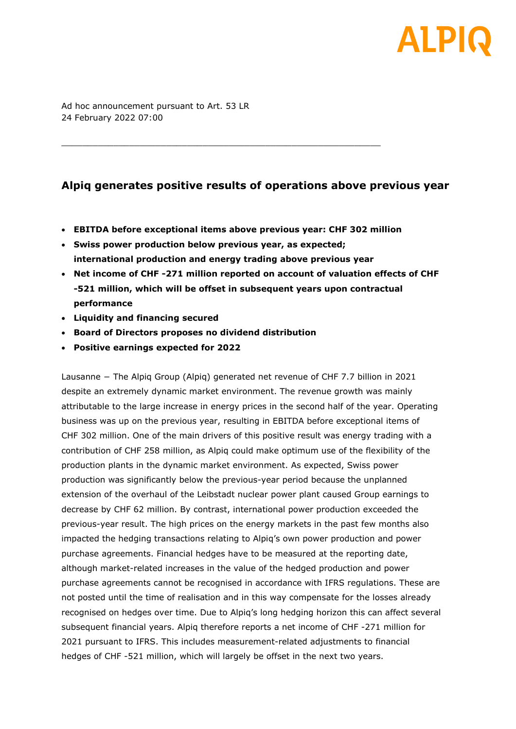Ad hoc announcement pursuant to Art. 53 LR
24 February 2022 07:00

---

## Alpiq generates positive results of operations above previous year

- **EBITDA before exceptional items above previous year: CHF 302 million**
- **Swiss power production below previous year, as expected; international production and energy trading above previous year**
- **Net income of CHF -271 million reported on account of valuation effects of CHF -521 million, which will be offset in subsequent years upon contractual performance**
- **Liquidity and financing secured**
- **Board of Directors proposes no dividend distribution**
- **Positive earnings expected for 2022**

Lausanne – The Alpiq Group (Alpiq) generated net revenue of CHF 7.7 billion in 2021 despite an extremely dynamic market environment. The revenue growth was mainly attributable to the large increase in energy prices in the second half of the year. Operating business was up on the previous year, resulting in EBITDA before exceptional items of CHF 302 million. One of the main drivers of this positive result was energy trading with a contribution of CHF 258 million, as Alpiq could make optimum use of the flexibility of the production plants in the dynamic market environment. As expected, Swiss power production was significantly below the previous-year period because the unplanned extension of the overhaul of the Leibstadt nuclear power plant caused Group earnings to decrease by CHF 62 million. By contrast, international power production exceeded the previous-year result. The high prices on the energy markets in the past few months also impacted the hedging transactions relating to Alpiq's own power production and power purchase agreements. Financial hedges have to be measured at the reporting date, although market-related increases in the value of the hedged production and power purchase agreements cannot be recognised in accordance with IFRS regulations. These are not posted until the time of realisation and in this way compensate for the losses already recognised on hedges over time. Due to Alpiq's long hedging horizon this can affect several subsequent financial years. Alpiq therefore reports a net income of CHF -271 million for 2021 pursuant to IFRS. This includes measurement-related adjustments to financial hedges of CHF -521 million, which will largely be offset in the next two years.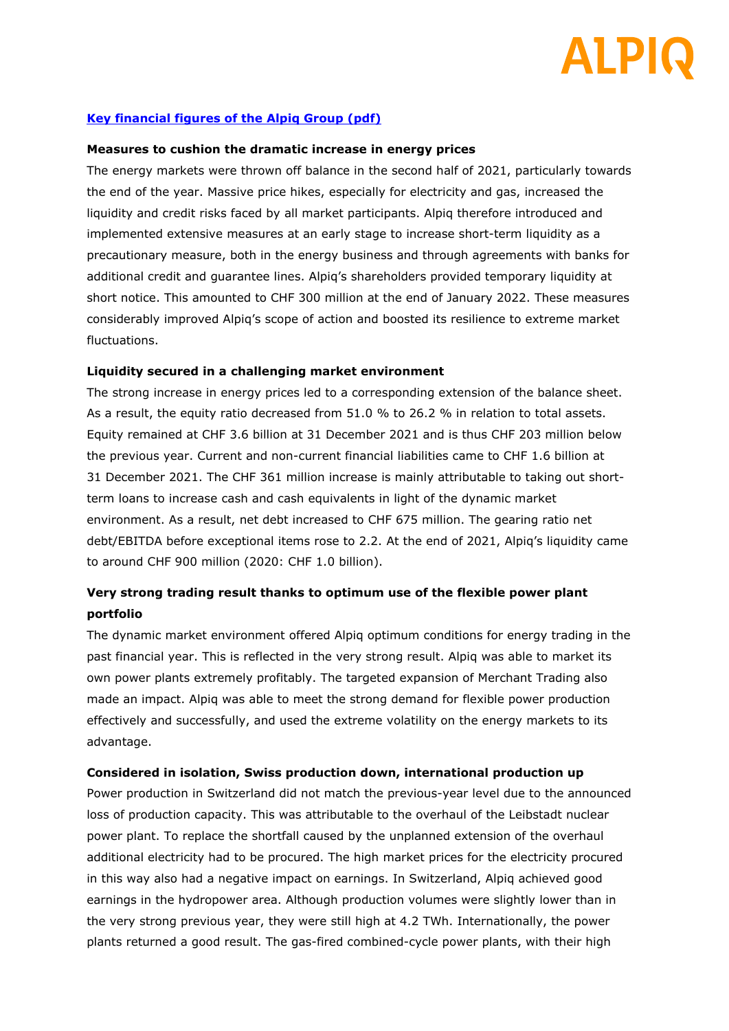[Key financial figures of the Alpiq Group (pdf)]()

**Measures to cushion the dramatic increase in energy prices**

The energy markets were thrown off balance in the second half of 2021, particularly towards the end of the year. Massive price hikes, especially for electricity and gas, increased the liquidity and credit risks faced by all market participants. Alpiq therefore introduced and implemented extensive measures at an early stage to increase short-term liquidity as a precautionary measure, both in the energy business and through agreements with banks for additional credit and guarantee lines. Alpiq's shareholders provided temporary liquidity at short notice. This amounted to CHF 300 million at the end of January 2022. These measures considerably improved Alpiq's scope of action and boosted its resilience to extreme market fluctuations.

**Liquidity secured in a challenging market environment**

The strong increase in energy prices led to a corresponding extension of the balance sheet. As a result, the equity ratio decreased from 51.0 % to 26.2 % in relation to total assets. Equity remained at CHF 3.6 billion at 31 December 2021 and is thus CHF 203 million below the previous year. Current and non-current financial liabilities came to CHF 1.6 billion at 31 December 2021. The CHF 361 million increase is mainly attributable to taking out short-term loans to increase cash and cash equivalents in light of the dynamic market environment. As a result, net debt increased to CHF 675 million. The gearing ratio net debt/EBITDA before exceptional items rose to 2.2. At the end of 2021, Alpiq's liquidity came to around CHF 900 million (2020: CHF 1.0 billion).

**Very strong trading result thanks to optimum use of the flexible power plant portfolio**

The dynamic market environment offered Alpiq optimum conditions for energy trading in the past financial year. This is reflected in the very strong result. Alpiq was able to market its own power plants extremely profitably. The targeted expansion of Merchant Trading also made an impact. Alpiq was able to meet the strong demand for flexible power production effectively and successfully, and used the extreme volatility on the energy markets to its advantage.

**Considered in isolation, Swiss production down, international production up**

Power production in Switzerland did not match the previous-year level due to the announced loss of production capacity. This was attributable to the overhaul of the Leibstadt nuclear power plant. To replace the shortfall caused by the unplanned extension of the overhaul additional electricity had to be procured. The high market prices for the electricity procured in this way also had a negative impact on earnings. In Switzerland, Alpiq achieved good earnings in the hydropower area. Although production volumes were slightly lower than in the very strong previous year, they were still high at 4.2 TWh. Internationally, the power plants returned a good result. The gas-fired combined-cycle power plants, with their high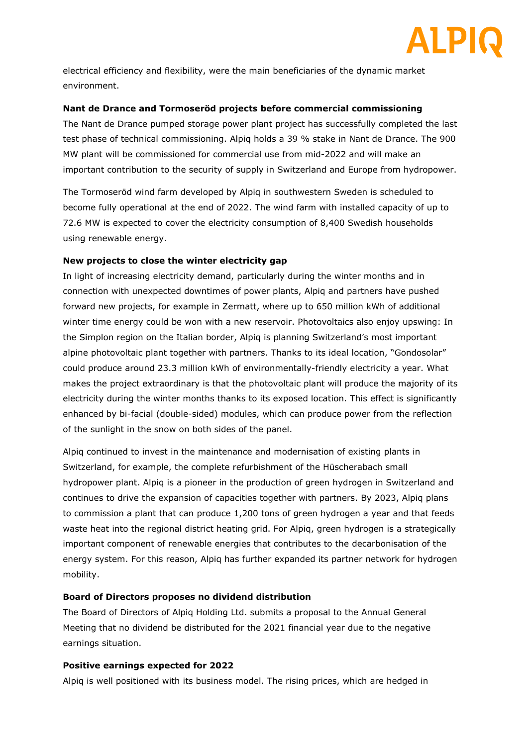electrical efficiency and flexibility, were the main beneficiaries of the dynamic market environment.

**Nant de Drance and Tormoseröd projects before commercial commissioning**

The Nant de Drance pumped storage power plant project has successfully completed the last test phase of technical commissioning. Alpiq holds a 39 % stake in Nant de Drance. The 900 MW plant will be commissioned for commercial use from mid-2022 and will make an important contribution to the security of supply in Switzerland and Europe from hydropower.

The Tormoseröd wind farm developed by Alpiq in southwestern Sweden is scheduled to become fully operational at the end of 2022. The wind farm with installed capacity of up to 72.6 MW is expected to cover the electricity consumption of 8,400 Swedish households using renewable energy.

**New projects to close the winter electricity gap**

In light of increasing electricity demand, particularly during the winter months and in connection with unexpected downtimes of power plants, Alpiq and partners have pushed forward new projects, for example in Zermatt, where up to 650 million kWh of additional winter time energy could be won with a new reservoir. Photovoltaics also enjoy upswing: In the Simplon region on the Italian border, Alpiq is planning Switzerland's most important alpine photovoltaic plant together with partners. Thanks to its ideal location, "Gondosolar" could produce around 23.3 million kWh of environmentally-friendly electricity a year. What makes the project extraordinary is that the photovoltaic plant will produce the majority of its electricity during the winter months thanks to its exposed location. This effect is significantly enhanced by bi-facial (double-sided) modules, which can produce power from the reflection of the sunlight in the snow on both sides of the panel.

Alpiq continued to invest in the maintenance and modernisation of existing plants in Switzerland, for example, the complete refurbishment of the Hüscherabach small hydropower plant. Alpiq is a pioneer in the production of green hydrogen in Switzerland and continues to drive the expansion of capacities together with partners. By 2023, Alpiq plans to commission a plant that can produce 1,200 tons of green hydrogen a year and that feeds waste heat into the regional district heating grid. For Alpiq, green hydrogen is a strategically important component of renewable energies that contributes to the decarbonisation of the energy system. For this reason, Alpiq has further expanded its partner network for hydrogen mobility.

**Board of Directors proposes no dividend distribution**

The Board of Directors of Alpiq Holding Ltd. submits a proposal to the Annual General Meeting that no dividend be distributed for the 2021 financial year due to the negative earnings situation.

**Positive earnings expected for 2022**

Alpiq is well positioned with its business model. The rising prices, which are hedged in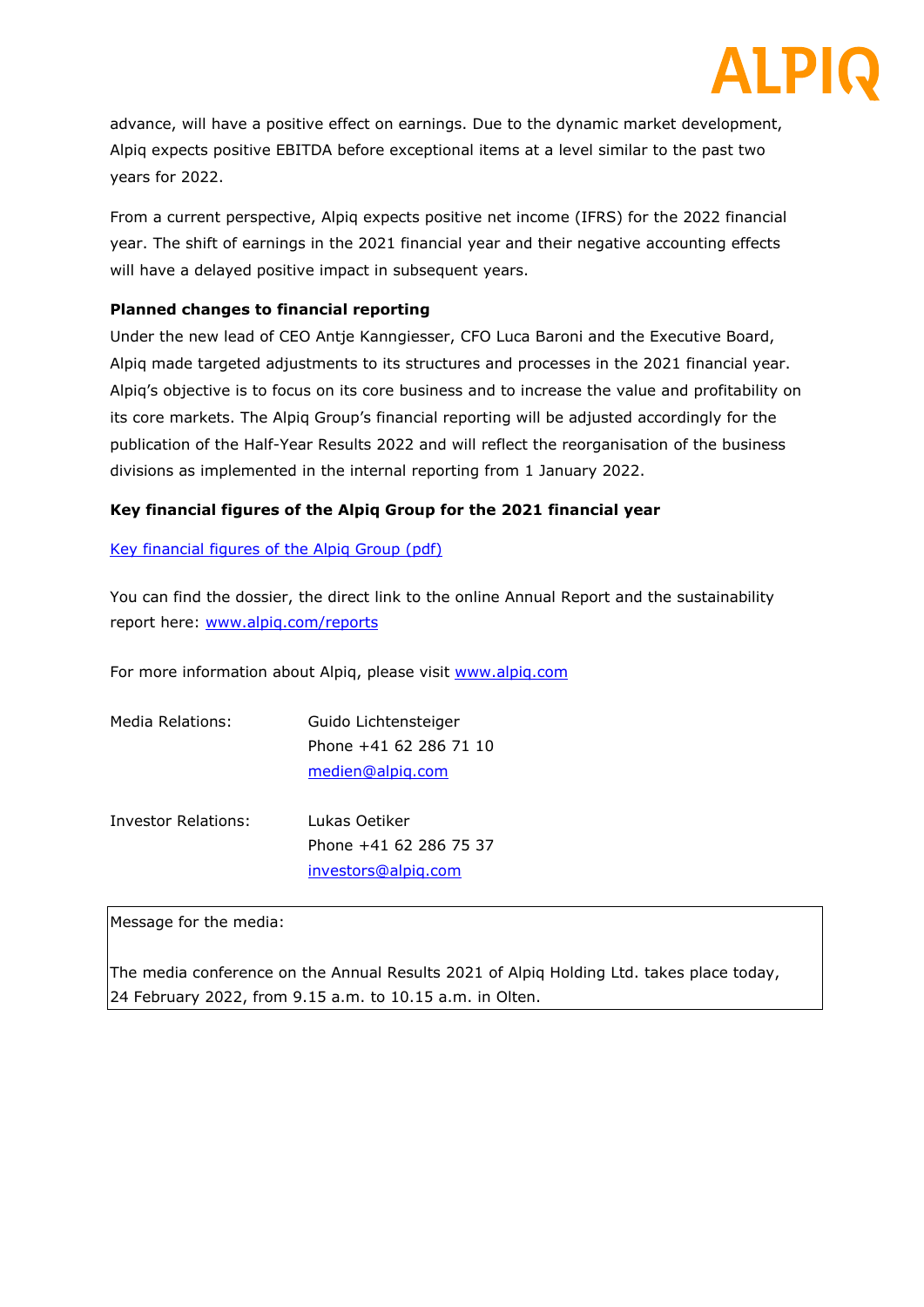advance, will have a positive effect on earnings. Due to the dynamic market development, Alpiq expects positive EBITDA before exceptional items at a level similar to the past two years for 2022.

From a current perspective, Alpiq expects positive net income (IFRS) for the 2022 financial year. The shift of earnings in the 2021 financial year and their negative accounting effects will have a delayed positive impact in subsequent years.

**Planned changes to financial reporting**

Under the new lead of CEO Antje Kanngiesser, CFO Luca Baroni and the Executive Board, Alpiq made targeted adjustments to its structures and processes in the 2021 financial year. Alpiq's objective is to focus on its core business and to increase the value and profitability on its core markets. The Alpiq Group's financial reporting will be adjusted accordingly for the publication of the Half-Year Results 2022 and will reflect the reorganisation of the business divisions as implemented in the internal reporting from 1 January 2022.

**Key financial figures of the Alpiq Group for the 2021 financial year**

Key financial figures of the Alpiq Group (pdf)

You can find the dossier, the direct link to the online Annual Report and the sustainability report here: www.alpiq.com/reports

For more information about Alpiq, please visit www.alpiq.com

Media Relations: Guido Lichtensteiger
Phone +41 62 286 71 10
medien@alpiq.com

Investor Relations: Lukas Oetiker
Phone +41 62 286 75 37
investors@alpiq.com

Message for the media:

The media conference on the Annual Results 2021 of Alpiq Holding Ltd. takes place today, 24 February 2022, from 9.15 a.m. to 10.15 a.m. in Olten.